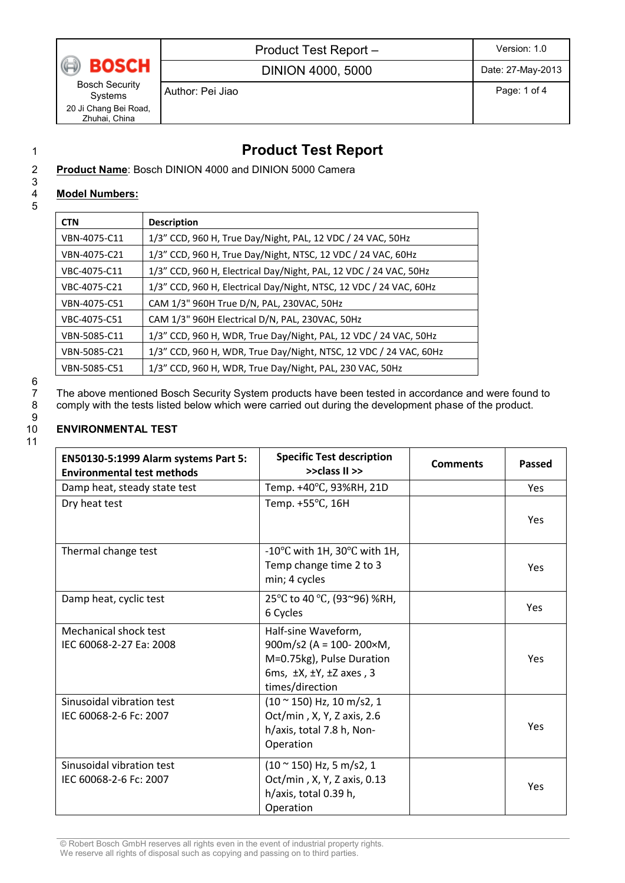# Product Test Report

**Product Name**: Bosch DINION 4000 and DINION 5000 Camera

**Model Numbers:**

| CTN | Description |
|---|---|
| VBN-4075-C11 | 1/3" CCD, 960 H, True Day/Night, PAL, 12 VDC / 24 VAC, 50Hz |
| VBN-4075-C21 | 1/3" CCD, 960 H, True Day/Night, NTSC, 12 VDC / 24 VAC, 60Hz |
| VBC-4075-C11 | 1/3" CCD, 960 H, Electrical Day/Night, PAL, 12 VDC / 24 VAC, 50Hz |
| VBC-4075-C21 | 1/3" CCD, 960 H, Electrical Day/Night, NTSC, 12 VDC / 24 VAC, 60Hz |
| VBN-4075-C51 | CAM 1/3" 960H True D/N, PAL, 230VAC, 50Hz |
| VBC-4075-C51 | CAM 1/3" 960H Electrical D/N, PAL, 230VAC, 50Hz |
| VBN-5085-C11 | 1/3" CCD, 960 H, WDR, True Day/Night, PAL, 12 VDC / 24 VAC, 50Hz |
| VBN-5085-C21 | 1/3" CCD, 960 H, WDR, True Day/Night, NTSC, 12 VDC / 24 VAC, 60Hz |
| VBN-5085-C51 | 1/3" CCD, 960 H, WDR, True Day/Night, PAL, 230 VAC, 50Hz |

The above mentioned Bosch Security System products have been tested in accordance and were found to comply with the tests listed below which were carried out during the development phase of the product.

## ENVIRONMENTAL TEST

| EN50130-5:1999 Alarm systems Part 5: Environmental test methods | Specific Test description >>class II >> | Comments | Passed |
|---|---|---|---|
| Damp heat, steady state test | Temp. +40℃, 93%RH, 21D | | Yes |
| Dry heat test | Temp. +55℃, 16H | | Yes |
| Thermal change test | -10℃ with 1H, 30℃ with 1H, Temp change time 2 to 3 min; 4 cycles | | Yes |
| Damp heat, cyclic test | 25℃ to 40 ℃, (93~96) %RH, 6 Cycles | | Yes |
| Mechanical shock test IEC 60068-2-27 Ea: 2008 | Half-sine Waveform, 900m/s2 (A = 100- 200×M, M=0.75kg), Pulse Duration 6ms, ±X, ±Y, ±Z axes , 3 times/direction | | Yes |
| Sinusoidal vibration test IEC 60068-2-6 Fc: 2007 | (10 ~ 150) Hz, 10 m/s2, 1 Oct/min , X, Y, Z axis, 2.6 h/axis, total 7.8 h, Non-Operation | | Yes |
| Sinusoidal vibration test IEC 60068-2-6 Fc: 2007 | (10 ~ 150) Hz, 5 m/s2, 1 Oct/min , X, Y, Z axis, 0.13 h/axis, total 0.39 h, Operation | | Yes |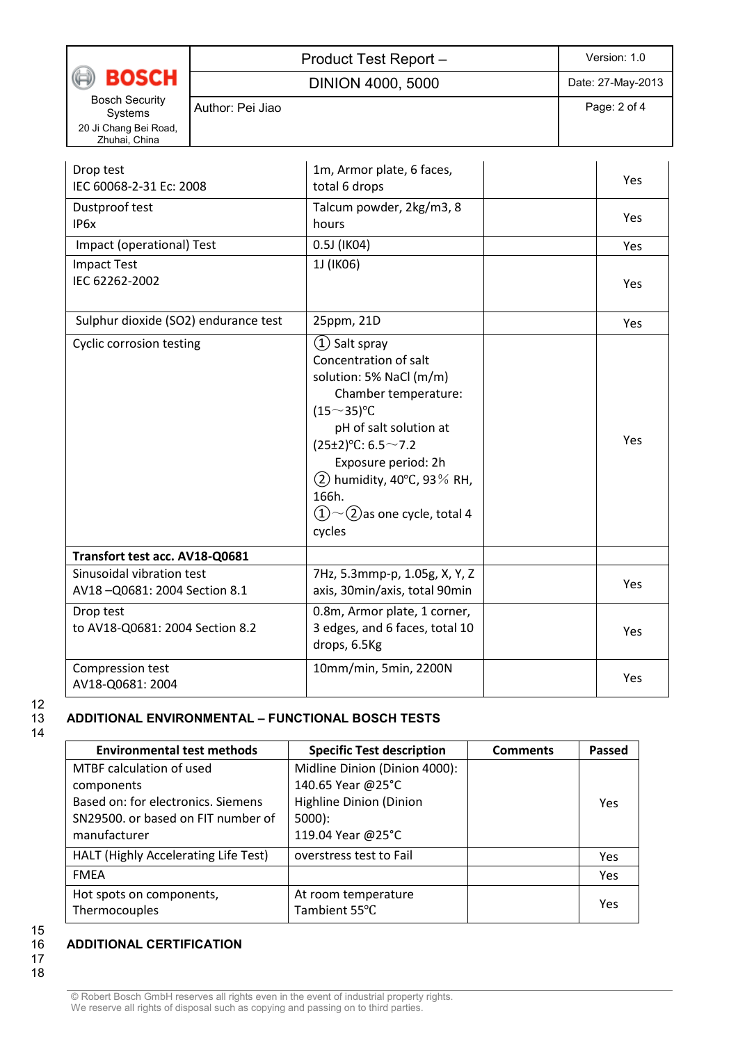| | | | |
|---|---|---|---|
| Drop test<br>IEC 60068-2-31 Ec: 2008 | 1m, Armor plate, 6 faces, total 6 drops | | Yes |
| Dustproof test<br>IP6x | Talcum powder, 2kg/m3, 8 hours | | Yes |
| Impact (operational) Test | 0.5J (IK04) | | Yes |
| Impact Test<br>IEC 62262-2002 | 1J (IK06) | | Yes |
| Sulphur dioxide (SO2) endurance test | 25ppm, 21D | | Yes |
| Cyclic corrosion testing | ① Salt spray<br>Concentration of salt solution: 5% NaCl (m/m)<br>Chamber temperature: (15～35)℃<br>pH of salt solution at (25±2)℃: 6.5～7.2<br>Exposure period: 2h<br>② humidity, 40℃, 93％ RH, 166h.<br>①～②as one cycle, total 4 cycles | | Yes |
| **Transfort test acc. AV18-Q0681** | | | |
| Sinusoidal vibration test<br>AV18 –Q0681: 2004 Section 8.1 | 7Hz, 5.3mmp-p, 1.05g, X, Y, Z axis, 30min/axis, total 90min | | Yes |
| Drop test<br>to AV18-Q0681: 2004 Section 8.2 | 0.8m, Armor plate, 1 corner, 3 edges, and 6 faces, total 10 drops, 6.5Kg | | Yes |
| Compression test<br>AV18-Q0681: 2004 | 10mm/min, 5min, 2200N | | Yes |

## ADDITIONAL ENVIRONMENTAL – FUNCTIONAL BOSCH TESTS

| Environmental test methods | Specific Test description | Comments | Passed |
|---|---|---|---|
| MTBF calculation of used components<br>Based on: for electronics. Siemens SN29500. or based on FIT number of manufacturer | Midline Dinion (Dinion 4000): 140.65 Year @25°C<br>Highline Dinion (Dinion 5000):<br>119.04 Year @25°C | | Yes |
| HALT (Highly Accelerating Life Test) | overstress test to Fail | | Yes |
| FMEA | | | Yes |
| Hot spots on components, Thermocouples | At room temperature<br>Tambient 55℃ | | Yes |

## ADDITIONAL CERTIFICATION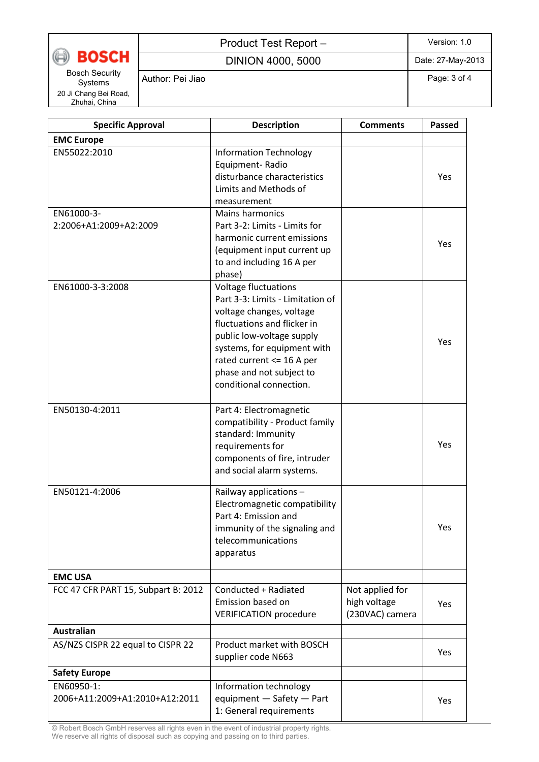| Specific Approval | Description | Comments | Passed |
|---|---|---|---|
| **EMC Europe** | | | |
| EN55022:2010 | Information Technology Equipment- Radio disturbance characteristics Limits and Methods of measurement | | Yes |
| EN61000-3-2:2006+A1:2009+A2:2009 | Mains harmonics Part 3-2: Limits - Limits for harmonic current emissions (equipment input current up to and including 16 A per phase) | | Yes |
| EN61000-3-3:2008 | Voltage fluctuations Part 3-3: Limits - Limitation of voltage changes, voltage fluctuations and flicker in public low-voltage supply systems, for equipment with rated current <= 16 A per phase and not subject to conditional connection. | | Yes |
| EN50130-4:2011 | Part 4: Electromagnetic compatibility - Product family standard: Immunity requirements for components of fire, intruder and social alarm systems. | | Yes |
| EN50121-4:2006 | Railway applications – Electromagnetic compatibility Part 4: Emission and immunity of the signaling and telecommunications apparatus | | Yes |
| **EMC USA** | | | |
| FCC 47 CFR PART 15, Subpart B: 2012 | Conducted + Radiated Emission based on VERIFICATION procedure | Not applied for high voltage (230VAC) camera | Yes |
| **Australian** | | | |
| AS/NZS CISPR 22 equal to CISPR 22 | Product market with BOSCH supplier code N663 | | Yes |
| **Safety Europe** | | | |
| EN60950-1: 2006+A11:2009+A1:2010+A12:2011 | Information technology equipment — Safety — Part 1: General requirements | | Yes |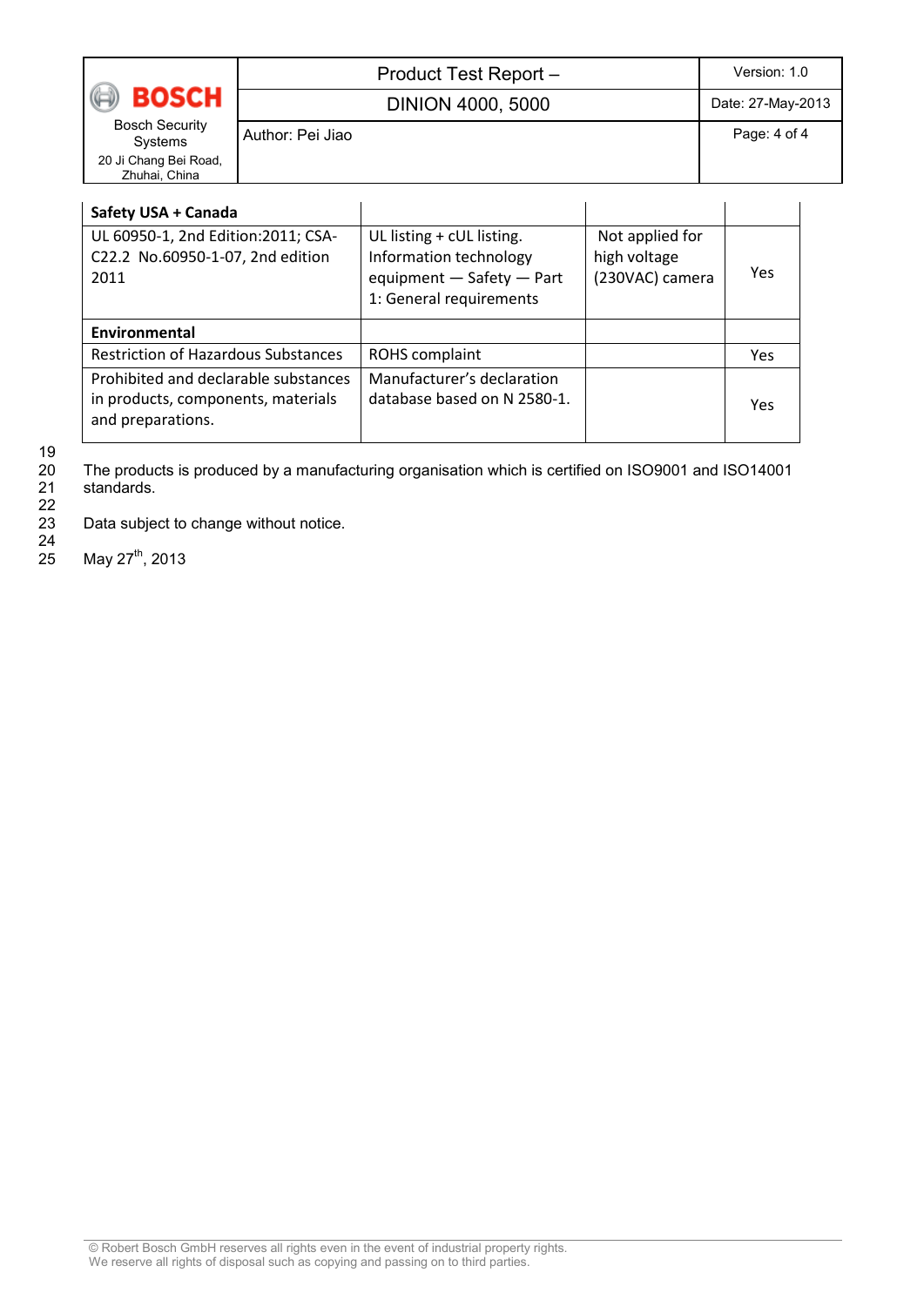| | | | |
|---|---|---|---|
| **Safety USA + Canada** | | | |
| UL 60950-1, 2nd Edition:2011; CSA-C22.2 No.60950-1-07, 2nd edition 2011 | UL listing + cUL listing. Information technology equipment — Safety — Part 1: General requirements | Not applied for high voltage (230VAC) camera | Yes |
| **Environmental** | | | |
| Restriction of Hazardous Substances | ROHS complaint | | Yes |
| Prohibited and declarable substances in products, components, materials and preparations. | Manufacturer's declaration database based on N 2580-1. | | Yes |

The products is produced by a manufacturing organisation which is certified on ISO9001 and ISO14001 standards.

Data subject to change without notice.

May 27th, 2013